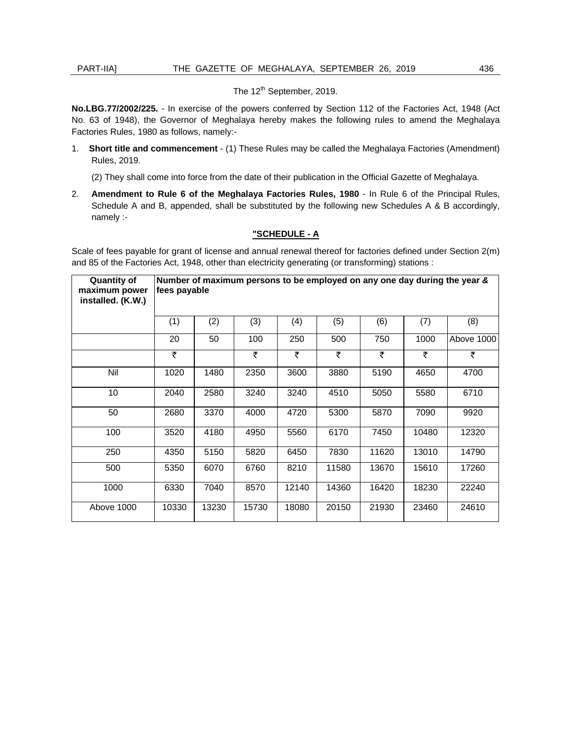The 12th September, 2019.

**No.LBG.77/2002/225.** - In exercise of the powers conferred by Section 112 of the Factories Act, 1948 (Act No. 63 of 1948), the Governor of Meghalaya hereby makes the following rules to amend the Meghalaya Factories Rules, 1980 as follows, namely:-

1. **Short title and commencement** - (1) These Rules may be called the Meghalaya Factories (Amendment) Rules, 2019.

   (2) They shall come into force from the date of their publication in the Official Gazette of Meghalaya.

2. **Amendment to Rule 6 of the Meghalaya Factories Rules, 1980** - In Rule 6 of the Principal Rules, Schedule A and B, appended, shall be substituted by the following new Schedules A & B accordingly, namely :-

**"SCHEDULE - A**

Scale of fees payable for grant of license and annual renewal thereof for factories defined under Section 2(m) and 85 of the Factories Act, 1948, other than electricity generating (or transforming) stations :

| Quantity of maximum power installed. (K.W.) | Number of maximum persons to be employed on any one day during the year & fees payable | | | | | | | |
|---|---|---|---|---|---|---|---|---|
| | (1) | (2) | (3) | (4) | (5) | (6) | (7) | (8) |
| | 20 | 50 | 100 | 250 | 500 | 750 | 1000 | Above 1000 |
| | ₹ | | ₹ | ₹ | ₹ | ₹ | ₹ | ₹ |
| Nil | 1020 | 1480 | 2350 | 3600 | 3880 | 5190 | 4650 | 4700 |
| 10 | 2040 | 2580 | 3240 | 3240 | 4510 | 5050 | 5580 | 6710 |
| 50 | 2680 | 3370 | 4000 | 4720 | 5300 | 5870 | 7090 | 9920 |
| 100 | 3520 | 4180 | 4950 | 5560 | 6170 | 7450 | 10480 | 12320 |
| 250 | 4350 | 5150 | 5820 | 6450 | 7830 | 11620 | 13010 | 14790 |
| 500 | 5350 | 6070 | 6760 | 8210 | 11580 | 13670 | 15610 | 17260 |
| 1000 | 6330 | 7040 | 8570 | 12140 | 14360 | 16420 | 18230 | 22240 |
| Above 1000 | 10330 | 13230 | 15730 | 18080 | 20150 | 21930 | 23460 | 24610 |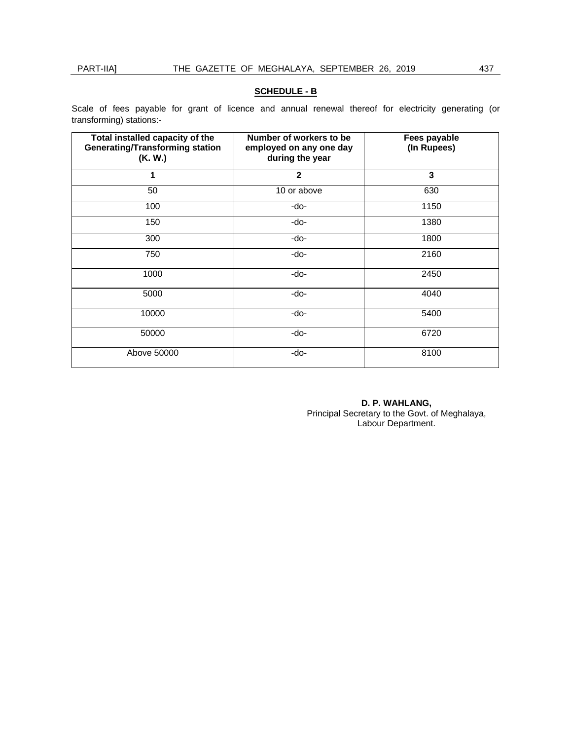**SCHEDULE - B**

Scale of fees payable for grant of licence and annual renewal thereof for electricity generating (or transforming) stations:-

| Total installed capacity of the Generating/Transforming station (K. W.) | Number of workers to be employed on any one day during the year | Fees payable (In Rupees) |
|---|---|---|
| 1 | 2 | 3 |
| 50 | 10 or above | 630 |
| 100 | -do- | 1150 |
| 150 | -do- | 1380 |
| 300 | -do- | 1800 |
| 750 | -do- | 2160 |
| 1000 | -do- | 2450 |
| 5000 | -do- | 4040 |
| 10000 | -do- | 5400 |
| 50000 | -do- | 6720 |
| Above 50000 | -do- | 8100 |

**D. P. WAHLANG,**
Principal Secretary to the Govt. of Meghalaya,
Labour Department.